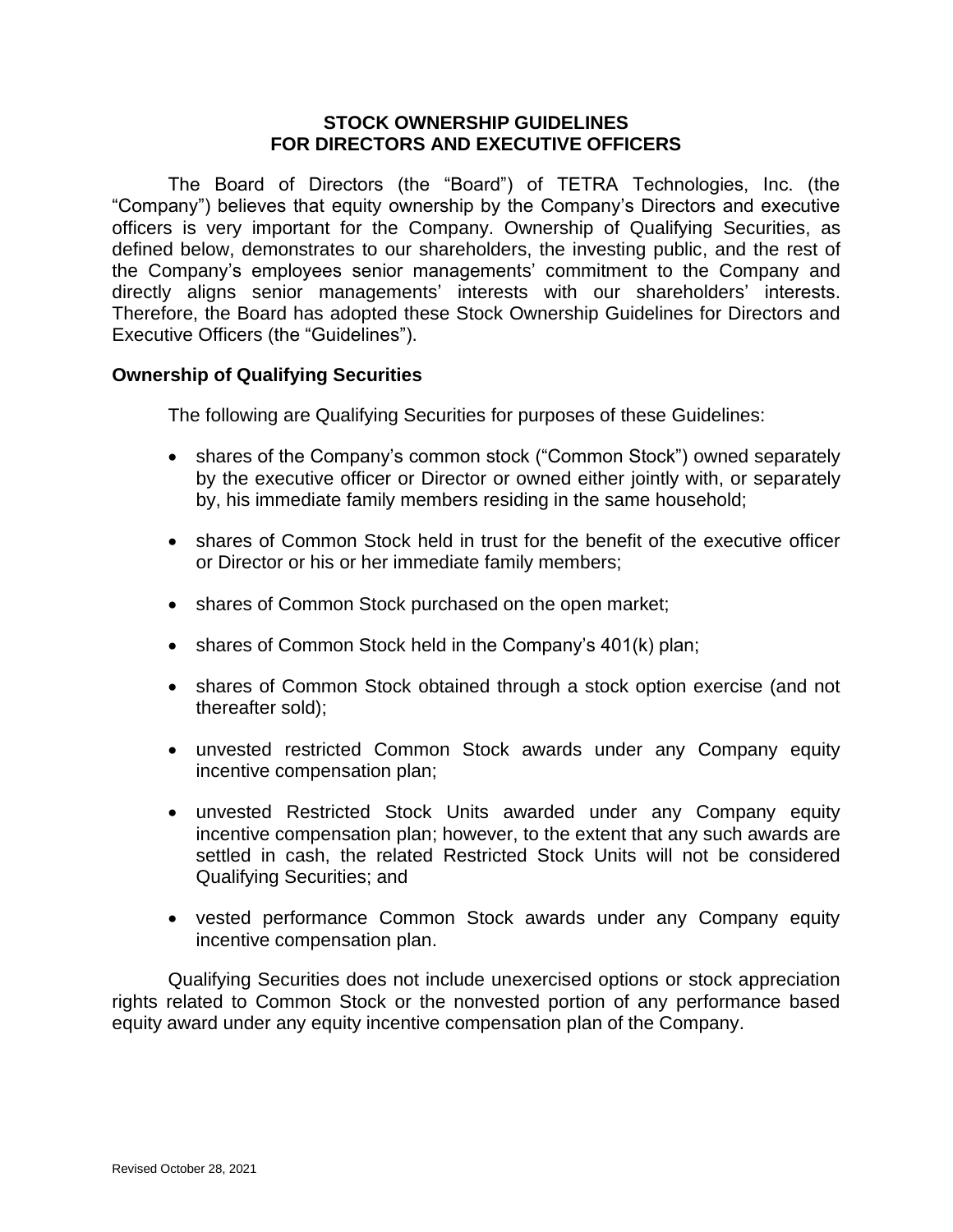# STOCK OWNERSHIP GUIDELINES FOR DIRECTORS AND EXECUTIVE OFFICERS

The Board of Directors (the "Board") of TETRA Technologies, Inc. (the "Company") believes that equity ownership by the Company's Directors and executive officers is very important for the Company. Ownership of Qualifying Securities, as defined below, demonstrates to our shareholders, the investing public, and the rest of the Company's employees senior managements' commitment to the Company and directly aligns senior managements' interests with our shareholders' interests. Therefore, the Board has adopted these Stock Ownership Guidelines for Directors and Executive Officers (the "Guidelines").

## Ownership of Qualifying Securities

The following are Qualifying Securities for purposes of these Guidelines:

- shares of the Company's common stock ("Common Stock") owned separately by the executive officer or Director or owned either jointly with, or separately by, his immediate family members residing in the same household;
- shares of Common Stock held in trust for the benefit of the executive officer or Director or his or her immediate family members;
- shares of Common Stock purchased on the open market;
- shares of Common Stock held in the Company's 401(k) plan;
- shares of Common Stock obtained through a stock option exercise (and not thereafter sold);
- unvested restricted Common Stock awards under any Company equity incentive compensation plan;
- unvested Restricted Stock Units awarded under any Company equity incentive compensation plan; however, to the extent that any such awards are settled in cash, the related Restricted Stock Units will not be considered Qualifying Securities; and
- vested performance Common Stock awards under any Company equity incentive compensation plan.

Qualifying Securities does not include unexercised options or stock appreciation rights related to Common Stock or the nonvested portion of any performance based equity award under any equity incentive compensation plan of the Company.

Revised October 28, 2021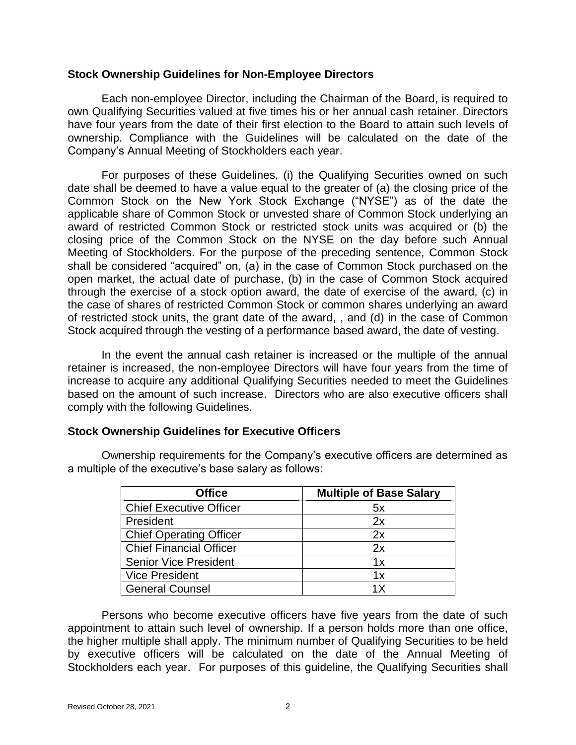### Stock Ownership Guidelines for Non-Employee Directors

Each non-employee Director, including the Chairman of the Board, is required to own Qualifying Securities valued at five times his or her annual cash retainer. Directors have four years from the date of their first election to the Board to attain such levels of ownership. Compliance with the Guidelines will be calculated on the date of the Company's Annual Meeting of Stockholders each year.

For purposes of these Guidelines, (i) the Qualifying Securities owned on such date shall be deemed to have a value equal to the greater of (a) the closing price of the Common Stock on the New York Stock Exchange ("NYSE") as of the date the applicable share of Common Stock or unvested share of Common Stock underlying an award of restricted Common Stock or restricted stock units was acquired or (b) the closing price of the Common Stock on the NYSE on the day before such Annual Meeting of Stockholders. For the purpose of the preceding sentence, Common Stock shall be considered "acquired" on, (a) in the case of Common Stock purchased on the open market, the actual date of purchase, (b) in the case of Common Stock acquired through the exercise of a stock option award, the date of exercise of the award, (c) in the case of shares of restricted Common Stock or common shares underlying an award of restricted stock units, the grant date of the award, , and (d) in the case of Common Stock acquired through the vesting of a performance based award, the date of vesting.

In the event the annual cash retainer is increased or the multiple of the annual retainer is increased, the non-employee Directors will have four years from the time of increase to acquire any additional Qualifying Securities needed to meet the Guidelines based on the amount of such increase. Directors who are also executive officers shall comply with the following Guidelines.

### Stock Ownership Guidelines for Executive Officers

Ownership requirements for the Company's executive officers are determined as a multiple of the executive's base salary as follows:

| Office | Multiple of Base Salary |
|---|---|
| Chief Executive Officer | 5x |
| President | 2x |
| Chief Operating Officer | 2x |
| Chief Financial Officer | 2x |
| Senior Vice President | 1x |
| Vice President | 1x |
| General Counsel | 1X |

Persons who become executive officers have five years from the date of such appointment to attain such level of ownership. If a person holds more than one office, the higher multiple shall apply. The minimum number of Qualifying Securities to be held by executive officers will be calculated on the date of the Annual Meeting of Stockholders each year. For purposes of this guideline, the Qualifying Securities shall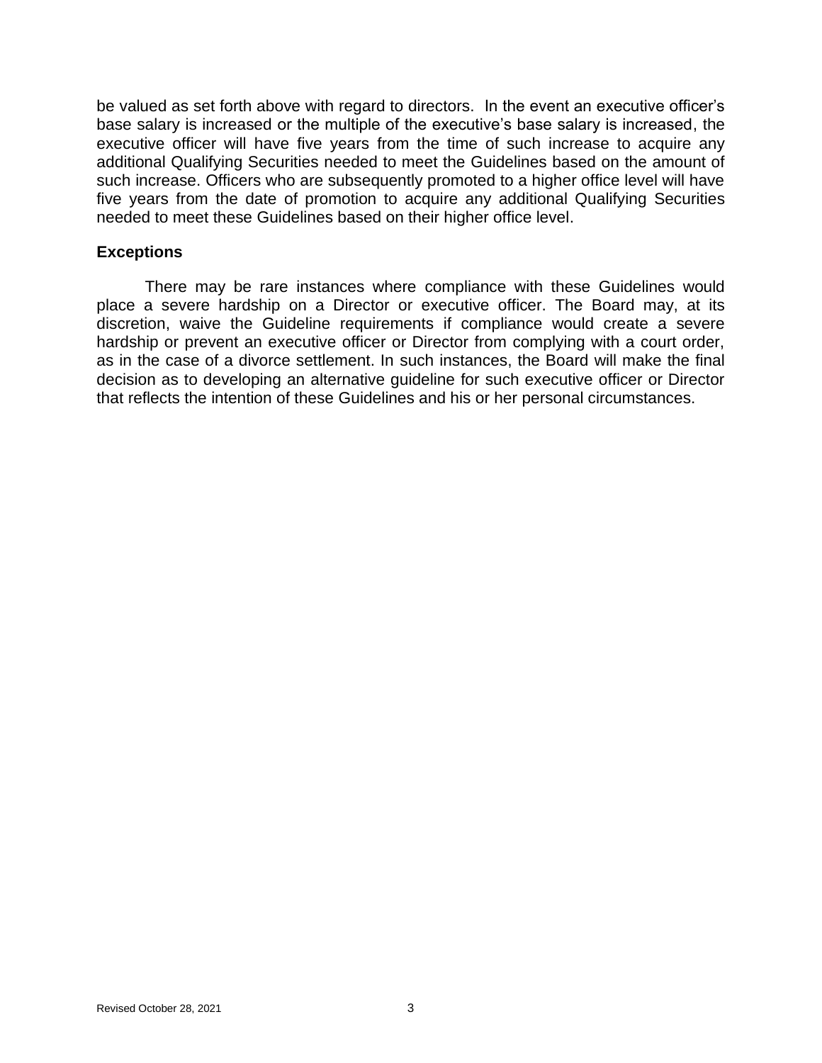be valued as set forth above with regard to directors. In the event an executive officer's base salary is increased or the multiple of the executive's base salary is increased, the executive officer will have five years from the time of such increase to acquire any additional Qualifying Securities needed to meet the Guidelines based on the amount of such increase. Officers who are subsequently promoted to a higher office level will have five years from the date of promotion to acquire any additional Qualifying Securities needed to meet these Guidelines based on their higher office level.

## Exceptions

There may be rare instances where compliance with these Guidelines would place a severe hardship on a Director or executive officer. The Board may, at its discretion, waive the Guideline requirements if compliance would create a severe hardship or prevent an executive officer or Director from complying with a court order, as in the case of a divorce settlement. In such instances, the Board will make the final decision as to developing an alternative guideline for such executive officer or Director that reflects the intention of these Guidelines and his or her personal circumstances.